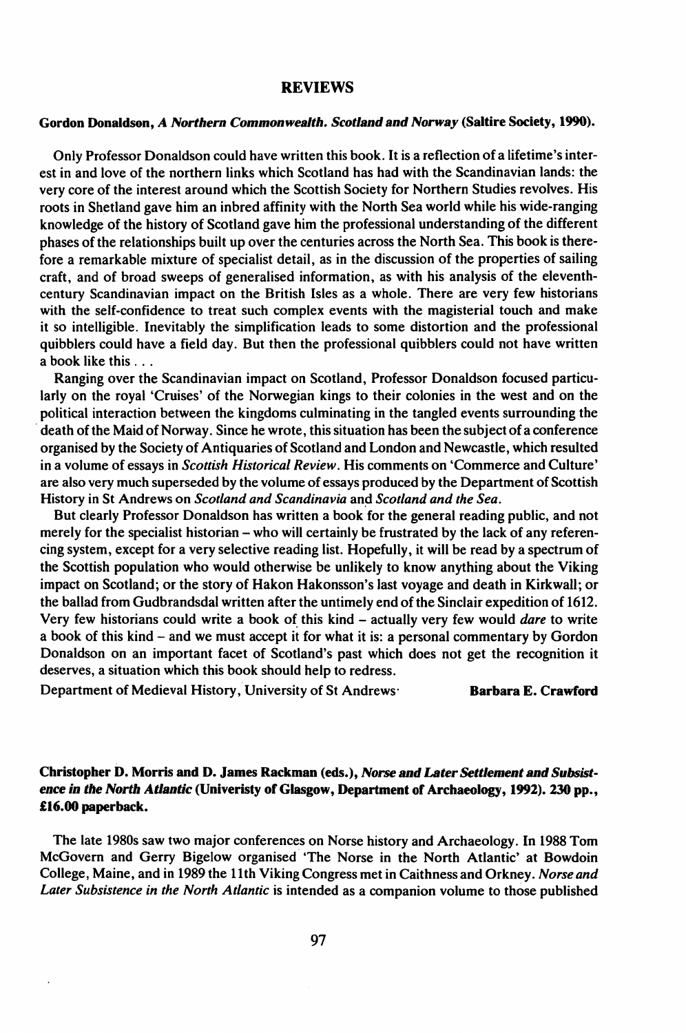# REVIEWS

**Gordon Donaldson, *A Northern Commonwealth. Scotland and Norway* (Saltire Society, 1990).**

Only Professor Donaldson could have written this book. It is a reflection of a lifetime's interest in and love of the northern links which Scotland has had with the Scandinavian lands: the very core of the interest around which the Scottish Society for Northern Studies revolves. His roots in Shetland gave him an inbred affinity with the North Sea world while his wide-ranging knowledge of the history of Scotland gave him the professional understanding of the different phases of the relationships built up over the centuries across the North Sea. This book is therefore a remarkable mixture of specialist detail, as in the discussion of the properties of sailing craft, and of broad sweeps of generalised information, as with his analysis of the eleventh-century Scandinavian impact on the British Isles as a whole. There are very few historians with the self-confidence to treat such complex events with the magisterial touch and make it so intelligible. Inevitably the simplification leads to some distortion and the professional quibblers could have a field day. But then the professional quibblers could not have written a book like this . . .

Ranging over the Scandinavian impact on Scotland, Professor Donaldson focused particularly on the royal 'Cruises' of the Norwegian kings to their colonies in the west and on the political interaction between the kingdoms culminating in the tangled events surrounding the death of the Maid of Norway. Since he wrote, this situation has been the subject of a conference organised by the Society of Antiquaries of Scotland and London and Newcastle, which resulted in a volume of essays in *Scottish Historical Review*. His comments on 'Commerce and Culture' are also very much superseded by the volume of essays produced by the Department of Scottish History in St Andrews on *Scotland and Scandinavia* and *Scotland and the Sea*.

But clearly Professor Donaldson has written a book for the general reading public, and not merely for the specialist historian – who will certainly be frustrated by the lack of any referencing system, except for a very selective reading list. Hopefully, it will be read by a spectrum of the Scottish population who would otherwise be unlikely to know anything about the Viking impact on Scotland; or the story of Hakon Hakonsson's last voyage and death in Kirkwall; or the ballad from Gudbrandsdal written after the untimely end of the Sinclair expedition of 1612. Very few historians could write a book of this kind – actually very few would *dare* to write a book of this kind – and we must accept it for what it is: a personal commentary by Gordon Donaldson on an important facet of Scotland's past which does not get the recognition it deserves, a situation which this book should help to redress.

Department of Medieval History, University of St Andrews **Barbara E. Crawford**

**Christopher D. Morris and D. James Rackman (eds.), *Norse and Later Settlement and Subsistence in the North Atlantic* (Univeristy of Glasgow, Department of Archaeology, 1992). 230 pp., £16.00 paperback.**

The late 1980s saw two major conferences on Norse history and Archaeology. In 1988 Tom McGovern and Gerry Bigelow organised 'The Norse in the North Atlantic' at Bowdoin College, Maine, and in 1989 the 11th Viking Congress met in Caithness and Orkney. *Norse and Later Subsistence in the North Atlantic* is intended as a companion volume to those published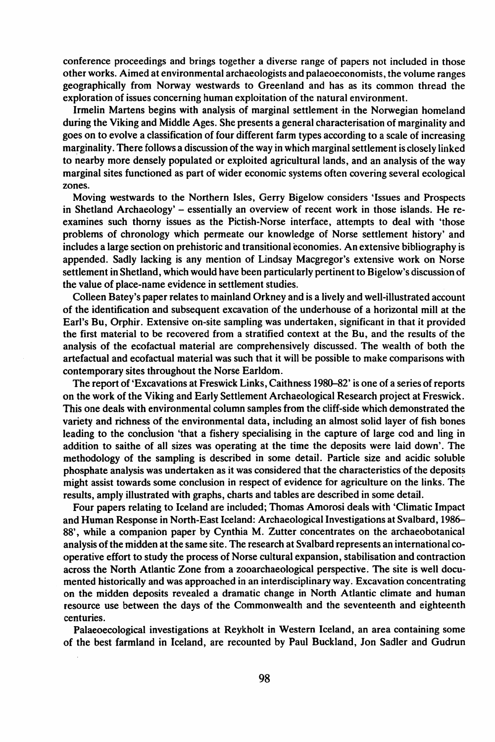conference proceedings and brings together a diverse range of papers not included in those other works. Aimed at environmental archaeologists and palaeoeconomists, the volume ranges geographically from Norway westwards to Greenland and has as its common thread the exploration of issues concerning human exploitation of the natural environment.

Irmelin Martens begins with analysis of marginal settlement in the Norwegian homeland during the Viking and Middle Ages. She presents a general characterisation of marginality and goes on to evolve a classification of four different farm types according to a scale of increasing marginality. There follows a discussion of the way in which marginal settlement is closely linked to nearby more densely populated or exploited agricultural lands, and an analysis of the way marginal sites functioned as part of wider economic systems often covering several ecological zones.

Moving westwards to the Northern Isles, Gerry Bigelow considers 'Issues and Prospects in Shetland Archaeology' – essentially an overview of recent work in those islands. He re-examines such thorny issues as the Pictish-Norse interface, attempts to deal with 'those problems of chronology which permeate our knowledge of Norse settlement history' and includes a large section on prehistoric and transitional economies. An extensive bibliography is appended. Sadly lacking is any mention of Lindsay Macgregor's extensive work on Norse settlement in Shetland, which would have been particularly pertinent to Bigelow's discussion of the value of place-name evidence in settlement studies.

Colleen Batey's paper relates to mainland Orkney and is a lively and well-illustrated account of the identification and subsequent excavation of the underhouse of a horizontal mill at the Earl's Bu, Orphir. Extensive on-site sampling was undertaken, significant in that it provided the first material to be recovered from a stratified context at the Bu, and the results of the analysis of the ecofactual material are comprehensively discussed. The wealth of both the artefactual and ecofactual material was such that it will be possible to make comparisons with contemporary sites throughout the Norse Earldom.

The report of 'Excavations at Freswick Links, Caithness 1980–82' is one of a series of reports on the work of the Viking and Early Settlement Archaeological Research project at Freswick. This one deals with environmental column samples from the cliff-side which demonstrated the variety and richness of the environmental data, including an almost solid layer of fish bones leading to the conclusion 'that a fishery specialising in the capture of large cod and ling in addition to saithe of all sizes was operating at the time the deposits were laid down'. The methodology of the sampling is described in some detail. Particle size and acidic soluble phosphate analysis was undertaken as it was considered that the characteristics of the deposits might assist towards some conclusion in respect of evidence for agriculture on the links. The results, amply illustrated with graphs, charts and tables are described in some detail.

Four papers relating to Iceland are included; Thomas Amorosi deals with 'Climatic Impact and Human Response in North-East Iceland: Archaeological Investigations at Svalbard, 1986–88', while a companion paper by Cynthia M. Zutter concentrates on the archaeobotanical analysis of the midden at the same site. The research at Svalbard represents an international co-operative effort to study the process of Norse cultural expansion, stabilisation and contraction across the North Atlantic Zone from a zooarchaeological perspective. The site is well documented historically and was approached in an interdisciplinary way. Excavation concentrating on the midden deposits revealed a dramatic change in North Atlantic climate and human resource use between the days of the Commonwealth and the seventeenth and eighteenth centuries.

Palaeoecological investigations at Reykholt in Western Iceland, an area containing some of the best farmland in Iceland, are recounted by Paul Buckland, Jon Sadler and Gudrun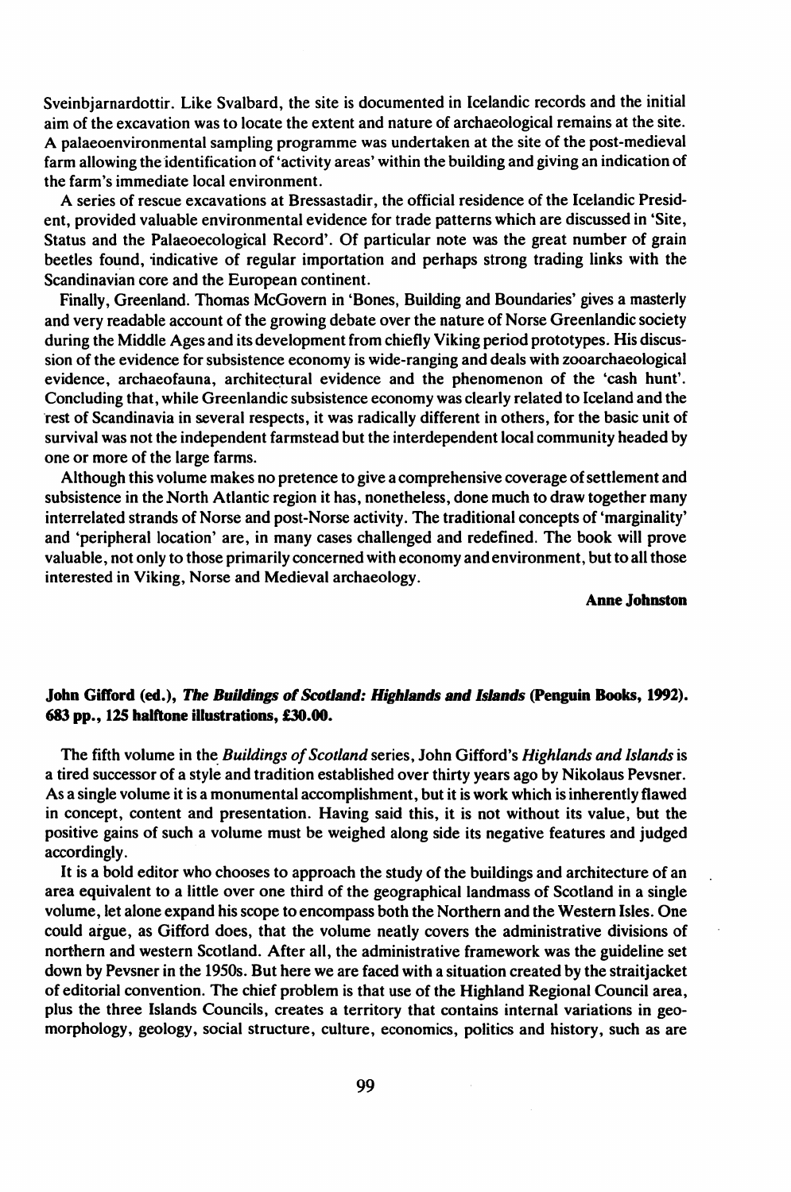Sveinbjarnardottir. Like Svalbard, the site is documented in Icelandic records and the initial aim of the excavation was to locate the extent and nature of archaeological remains at the site. A palaeoenvironmental sampling programme was undertaken at the site of the post-medieval farm allowing the identification of 'activity areas' within the building and giving an indication of the farm's immediate local environment.

A series of rescue excavations at Bressastadir, the official residence of the Icelandic President, provided valuable environmental evidence for trade patterns which are discussed in 'Site, Status and the Palaeoecological Record'. Of particular note was the great number of grain beetles found, indicative of regular importation and perhaps strong trading links with the Scandinavian core and the European continent.

Finally, Greenland. Thomas McGovern in 'Bones, Building and Boundaries' gives a masterly and very readable account of the growing debate over the nature of Norse Greenlandic society during the Middle Ages and its development from chiefly Viking period prototypes. His discussion of the evidence for subsistence economy is wide-ranging and deals with zooarchaeological evidence, archaeofauna, architectural evidence and the phenomenon of the 'cash hunt'. Concluding that, while Greenlandic subsistence economy was clearly related to Iceland and the rest of Scandinavia in several respects, it was radically different in others, for the basic unit of survival was not the independent farmstead but the interdependent local community headed by one or more of the large farms.

Although this volume makes no pretence to give a comprehensive coverage of settlement and subsistence in the North Atlantic region it has, nonetheless, done much to draw together many interrelated strands of Norse and post-Norse activity. The traditional concepts of 'marginality' and 'peripheral location' are, in many cases challenged and redefined. The book will prove valuable, not only to those primarily concerned with economy and environment, but to all those interested in Viking, Norse and Medieval archaeology.

**Anne Johnston**

**John Gifford (ed.), *The Buildings of Scotland: Highlands and Islands* (Penguin Books, 1992). 683 pp., 125 halftone illustrations, £30.00.**

The fifth volume in the *Buildings of Scotland* series, John Gifford's *Highlands and Islands* is a tired successor of a style and tradition established over thirty years ago by Nikolaus Pevsner. As a single volume it is a monumental accomplishment, but it is work which is inherently flawed in concept, content and presentation. Having said this, it is not without its value, but the positive gains of such a volume must be weighed along side its negative features and judged accordingly.

It is a bold editor who chooses to approach the study of the buildings and architecture of an area equivalent to a little over one third of the geographical landmass of Scotland in a single volume, let alone expand his scope to encompass both the Northern and the Western Isles. One could argue, as Gifford does, that the volume neatly covers the administrative divisions of northern and western Scotland. After all, the administrative framework was the guideline set down by Pevsner in the 1950s. But here we are faced with a situation created by the straitjacket of editorial convention. The chief problem is that use of the Highland Regional Council area, plus the three Islands Councils, creates a territory that contains internal variations in geomorphology, geology, social structure, culture, economics, politics and history, such as are